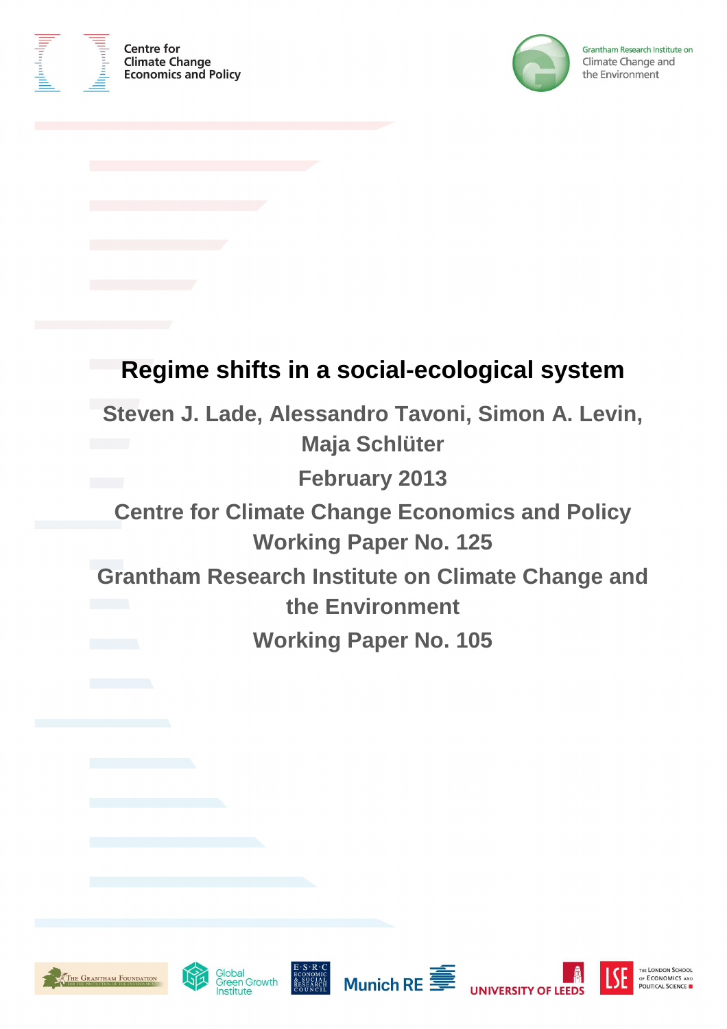Centre for Climate Change Economics and Policy

Grantham Research Institute on Climate Change and the Environment

# Regime shifts in a social-ecological system

**Steven J. Lade, Alessandro Tavoni, Simon A. Levin, Maja Schlüter**

**February 2013**

**Centre for Climate Change Economics and Policy Working Paper No. 125**

**Grantham Research Institute on Climate Change and the Environment Working Paper No. 105**

The Grantham Foundation for the Protection of the Environment

Global Green Growth Institute

ESRC Economic & Social Research Council

Munich RE

University of Leeds

The London School of Economics and Political Science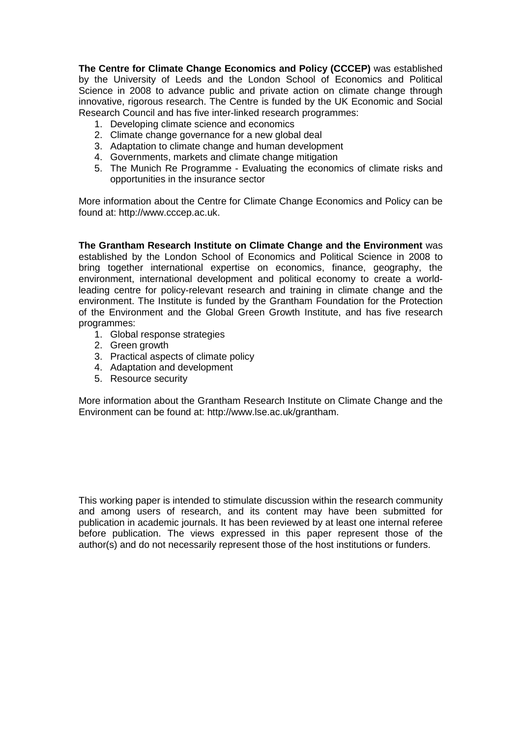**The Centre for Climate Change Economics and Policy (CCCEP)** was established by the University of Leeds and the London School of Economics and Political Science in 2008 to advance public and private action on climate change through innovative, rigorous research. The Centre is funded by the UK Economic and Social Research Council and has five inter-linked research programmes:

1. Developing climate science and economics
2. Climate change governance for a new global deal
3. Adaptation to climate change and human development
4. Governments, markets and climate change mitigation
5. The Munich Re Programme - Evaluating the economics of climate risks and opportunities in the insurance sector

More information about the Centre for Climate Change Economics and Policy can be found at: http://www.cccep.ac.uk.

**The Grantham Research Institute on Climate Change and the Environment** was established by the London School of Economics and Political Science in 2008 to bring together international expertise on economics, finance, geography, the environment, international development and political economy to create a world-leading centre for policy-relevant research and training in climate change and the environment. The Institute is funded by the Grantham Foundation for the Protection of the Environment and the Global Green Growth Institute, and has five research programmes:

1. Global response strategies
2. Green growth
3. Practical aspects of climate policy
4. Adaptation and development
5. Resource security

More information about the Grantham Research Institute on Climate Change and the Environment can be found at: http://www.lse.ac.uk/grantham.

This working paper is intended to stimulate discussion within the research community and among users of research, and its content may have been submitted for publication in academic journals. It has been reviewed by at least one internal referee before publication. The views expressed in this paper represent those of the author(s) and do not necessarily represent those of the host institutions or funders.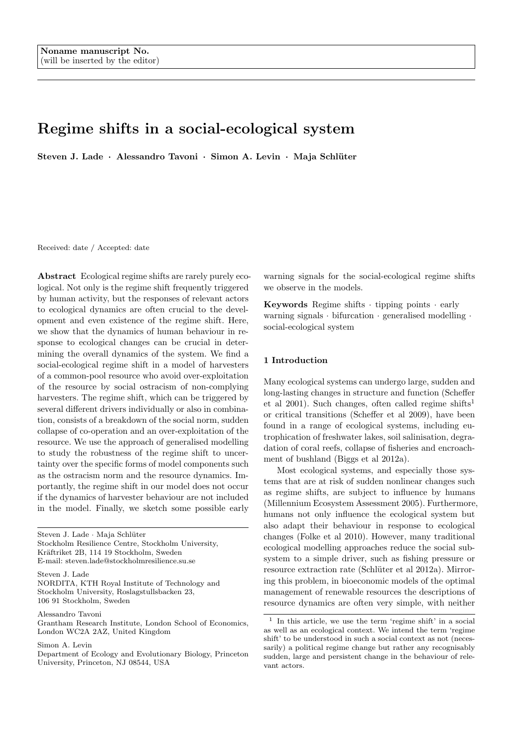Noname manuscript No.
(will be inserted by the editor)

# Regime shifts in a social-ecological system

**Steven J. Lade · Alessandro Tavoni · Simon A. Levin · Maja Schlüter**

Received: date / Accepted: date

**Abstract** Ecological regime shifts are rarely purely ecological. Not only is the regime shift frequently triggered by human activity, but the responses of relevant actors to ecological dynamics are often crucial to the development and even existence of the regime shift. Here, we show that the dynamics of human behaviour in response to ecological changes can be crucial in determining the overall dynamics of the system. We find a social-ecological regime shift in a model of harvesters of a common-pool resource who avoid over-exploitation of the resource by social ostracism of non-complying harvesters. The regime shift, which can be triggered by several different drivers individually or also in combination, consists of a breakdown of the social norm, sudden collapse of co-operation and an over-exploitation of the resource. We use the approach of generalised modelling to study the robustness of the regime shift to uncertainty over the specific forms of model components such as the ostracism norm and the resource dynamics. Importantly, the regime shift in our model does not occur if the dynamics of harvester behaviour are not included in the model. Finally, we sketch some possible early warning signals for the social-ecological regime shifts we observe in the models.

**Keywords** Regime shifts · tipping points · early warning signals · bifurcation · generalised modelling · social-ecological system

Steven J. Lade · Maja Schlüter
Stockholm Resilience Centre, Stockholm University, Kräftriket 2B, 114 19 Stockholm, Sweden
E-mail: steven.lade@stockholmresilience.su.se

Steven J. Lade
NORDITA, KTH Royal Institute of Technology and Stockholm University, Roslagstullsbacken 23, 106 91 Stockholm, Sweden

Alessandro Tavoni
Grantham Research Institute, London School of Economics, London WC2A 2AZ, United Kingdom

Simon A. Levin
Department of Ecology and Evolutionary Biology, Princeton University, Princeton, NJ 08544, USA

## 1 Introduction

Many ecological systems can undergo large, sudden and long-lasting changes in structure and function (Scheffer et al 2001). Such changes, often called regime shifts[1] or critical transitions (Scheffer et al 2009), have been found in a range of ecological systems, including eutrophication of freshwater lakes, soil salinisation, degradation of coral reefs, collapse of fisheries and encroachment of bushland (Biggs et al 2012a).

Most ecological systems, and especially those systems that are at risk of sudden nonlinear changes such as regime shifts, are subject to influence by humans (Millennium Ecosystem Assessment 2005). Furthermore, humans not only influence the ecological system but also adapt their behaviour in response to ecological changes (Folke et al 2010). However, many traditional ecological modelling approaches reduce the social subsystem to a simple driver, such as fishing pressure or resource extraction rate (Schlüter et al 2012a). Mirroring this problem, in bioeconomic models of the optimal management of renewable resources the descriptions of resource dynamics are often very simple, with neither

[1] In this article, we use the term 'regime shift' in a social as well as an ecological context. We intend the term 'regime shift' to be understood in such a social context as not (necessarily) a political regime change but rather any recognisably sudden, large and persistent change in the behaviour of relevant actors.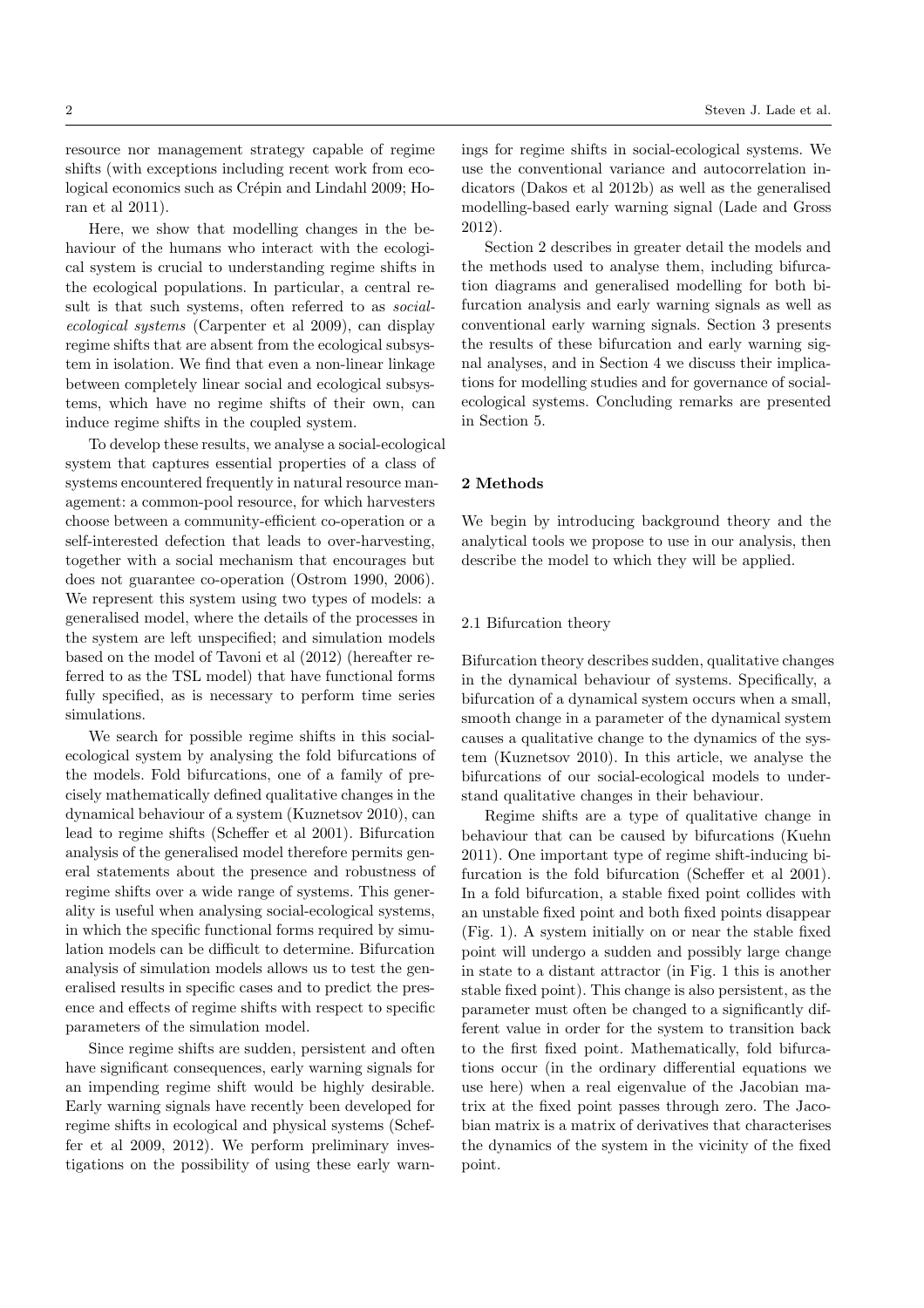resource nor management strategy capable of regime shifts (with exceptions including recent work from ecological economics such as Crépin and Lindahl 2009; Horan et al 2011).

Here, we show that modelling changes in the behaviour of the humans who interact with the ecological system is crucial to understanding regime shifts in the ecological populations. In particular, a central result is that such systems, often referred to as *social-ecological systems* (Carpenter et al 2009), can display regime shifts that are absent from the ecological subsystem in isolation. We find that even a non-linear linkage between completely linear social and ecological subsystems, which have no regime shifts of their own, can induce regime shifts in the coupled system.

To develop these results, we analyse a social-ecological system that captures essential properties of a class of systems encountered frequently in natural resource management: a common-pool resource, for which harvesters choose between a community-efficient co-operation or a self-interested defection that leads to over-harvesting, together with a social mechanism that encourages but does not guarantee co-operation (Ostrom 1990, 2006). We represent this system using two types of models: a generalised model, where the details of the processes in the system are left unspecified; and simulation models based on the model of Tavoni et al (2012) (hereafter referred to as the TSL model) that have functional forms fully specified, as is necessary to perform time series simulations.

We search for possible regime shifts in this social-ecological system by analysing the fold bifurcations of the models. Fold bifurcations, one of a family of precisely mathematically defined qualitative changes in the dynamical behaviour of a system (Kuznetsov 2010), can lead to regime shifts (Scheffer et al 2001). Bifurcation analysis of the generalised model therefore permits general statements about the presence and robustness of regime shifts over a wide range of systems. This generality is useful when analysing social-ecological systems, in which the specific functional forms required by simulation models can be difficult to determine. Bifurcation analysis of simulation models allows us to test the generalised results in specific cases and to predict the presence and effects of regime shifts with respect to specific parameters of the simulation model.

Since regime shifts are sudden, persistent and often have significant consequences, early warning signals for an impending regime shift would be highly desirable. Early warning signals have recently been developed for regime shifts in ecological and physical systems (Scheffer et al 2009, 2012). We perform preliminary investigations on the possibility of using these early warnings for regime shifts in social-ecological systems. We use the conventional variance and autocorrelation indicators (Dakos et al 2012b) as well as the generalised modelling-based early warning signal (Lade and Gross 2012).

Section 2 describes in greater detail the models and the methods used to analyse them, including bifurcation diagrams and generalised modelling for both bifurcation analysis and early warning signals as well as conventional early warning signals. Section 3 presents the results of these bifurcation and early warning signal analyses, and in Section 4 we discuss their implications for modelling studies and for governance of social-ecological systems. Concluding remarks are presented in Section 5.

## 2 Methods

We begin by introducing background theory and the analytical tools we propose to use in our analysis, then describe the model to which they will be applied.

### 2.1 Bifurcation theory

Bifurcation theory describes sudden, qualitative changes in the dynamical behaviour of systems. Specifically, a bifurcation of a dynamical system occurs when a small, smooth change in a parameter of the dynamical system causes a qualitative change to the dynamics of the system (Kuznetsov 2010). In this article, we analyse the bifurcations of our social-ecological models to understand qualitative changes in their behaviour.

Regime shifts are a type of qualitative change in behaviour that can be caused by bifurcations (Kuehn 2011). One important type of regime shift-inducing bifurcation is the fold bifurcation (Scheffer et al 2001). In a fold bifurcation, a stable fixed point collides with an unstable fixed point and both fixed points disappear (Fig. 1). A system initially on or near the stable fixed point will undergo a sudden and possibly large change in state to a distant attractor (in Fig. 1 this is another stable fixed point). This change is also persistent, as the parameter must often be changed to a significantly different value in order for the system to transition back to the first fixed point. Mathematically, fold bifurcations occur (in the ordinary differential equations we use here) when a real eigenvalue of the Jacobian matrix at the fixed point passes through zero. The Jacobian matrix is a matrix of derivatives that characterises the dynamics of the system in the vicinity of the fixed point.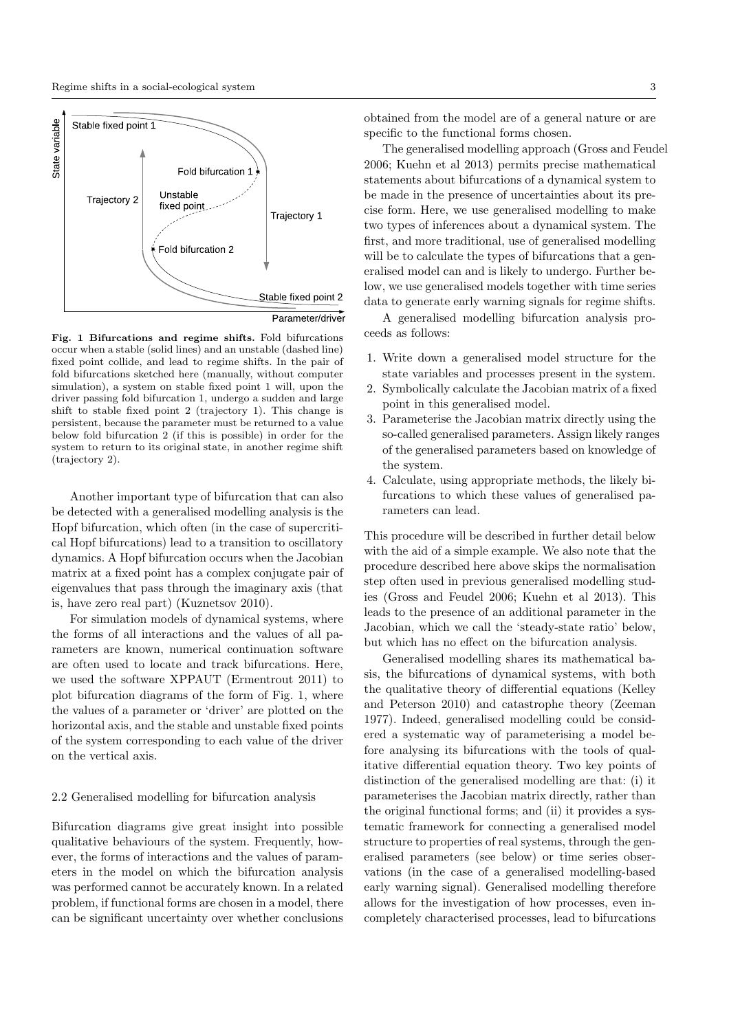**Fig. 1 Bifurcations and regime shifts.** Fold bifurcations occur when a stable (solid lines) and an unstable (dashed line) fixed point collide, and lead to regime shifts. In the pair of fold bifurcations sketched here (manually, without computer simulation), a system on stable fixed point 1 will, upon the driver passing fold bifurcation 1, undergo a sudden and large shift to stable fixed point 2 (trajectory 1). This change is persistent, because the parameter must be returned to a value below fold bifurcation 2 (if this is possible) in order for the system to return to its original state, in another regime shift (trajectory 2).

Another important type of bifurcation that can also be detected with a generalised modelling analysis is the Hopf bifurcation, which often (in the case of supercritical Hopf bifurcations) lead to a transition to oscillatory dynamics. A Hopf bifurcation occurs when the Jacobian matrix at a fixed point has a complex conjugate pair of eigenvalues that pass through the imaginary axis (that is, have zero real part) (Kuznetsov 2010).

For simulation models of dynamical systems, where the forms of all interactions and the values of all parameters are known, numerical continuation software are often used to locate and track bifurcations. Here, we used the software XPPAUT (Ermentrout 2011) to plot bifurcation diagrams of the form of Fig. 1, where the values of a parameter or 'driver' are plotted on the horizontal axis, and the stable and unstable fixed points of the system corresponding to each value of the driver on the vertical axis.

### 2.2 Generalised modelling for bifurcation analysis

Bifurcation diagrams give great insight into possible qualitative behaviours of the system. Frequently, however, the forms of interactions and the values of parameters in the model on which the bifurcation analysis was performed cannot be accurately known. In a related problem, if functional forms are chosen in a model, there can be significant uncertainty over whether conclusions obtained from the model are of a general nature or are specific to the functional forms chosen.

The generalised modelling approach (Gross and Feudel 2006; Kuehn et al 2013) permits precise mathematical statements about bifurcations of a dynamical system to be made in the presence of uncertainties about its precise form. Here, we use generalised modelling to make two types of inferences about a dynamical system. The first, and more traditional, use of generalised modelling will be to calculate the types of bifurcations that a generalised model can and is likely to undergo. Further below, we use generalised models together with time series data to generate early warning signals for regime shifts.

A generalised modelling bifurcation analysis proceeds as follows:

1. Write down a generalised model structure for the state variables and processes present in the system.
2. Symbolically calculate the Jacobian matrix of a fixed point in this generalised model.
3. Parameterise the Jacobian matrix directly using the so-called generalised parameters. Assign likely ranges of the generalised parameters based on knowledge of the system.
4. Calculate, using appropriate methods, the likely bifurcations to which these values of generalised parameters can lead.

This procedure will be described in further detail below with the aid of a simple example. We also note that the procedure described here above skips the normalisation step often used in previous generalised modelling studies (Gross and Feudel 2006; Kuehn et al 2013). This leads to the presence of an additional parameter in the Jacobian, which we call the 'steady-state ratio' below, but which has no effect on the bifurcation analysis.

Generalised modelling shares its mathematical basis, the bifurcations of dynamical systems, with both the qualitative theory of differential equations (Kelley and Peterson 2010) and catastrophe theory (Zeeman 1977). Indeed, generalised modelling could be considered a systematic way of parameterising a model before analysing its bifurcations with the tools of qualitative differential equation theory. Two key points of distinction of the generalised modelling are that: (i) it parameterises the Jacobian matrix directly, rather than the original functional forms; and (ii) it provides a systematic framework for connecting a generalised model structure to properties of real systems, through the generalised parameters (see below) or time series observations (in the case of a generalised modelling-based early warning signal). Generalised modelling therefore allows for the investigation of how processes, even incompletely characterised processes, lead to bifurcations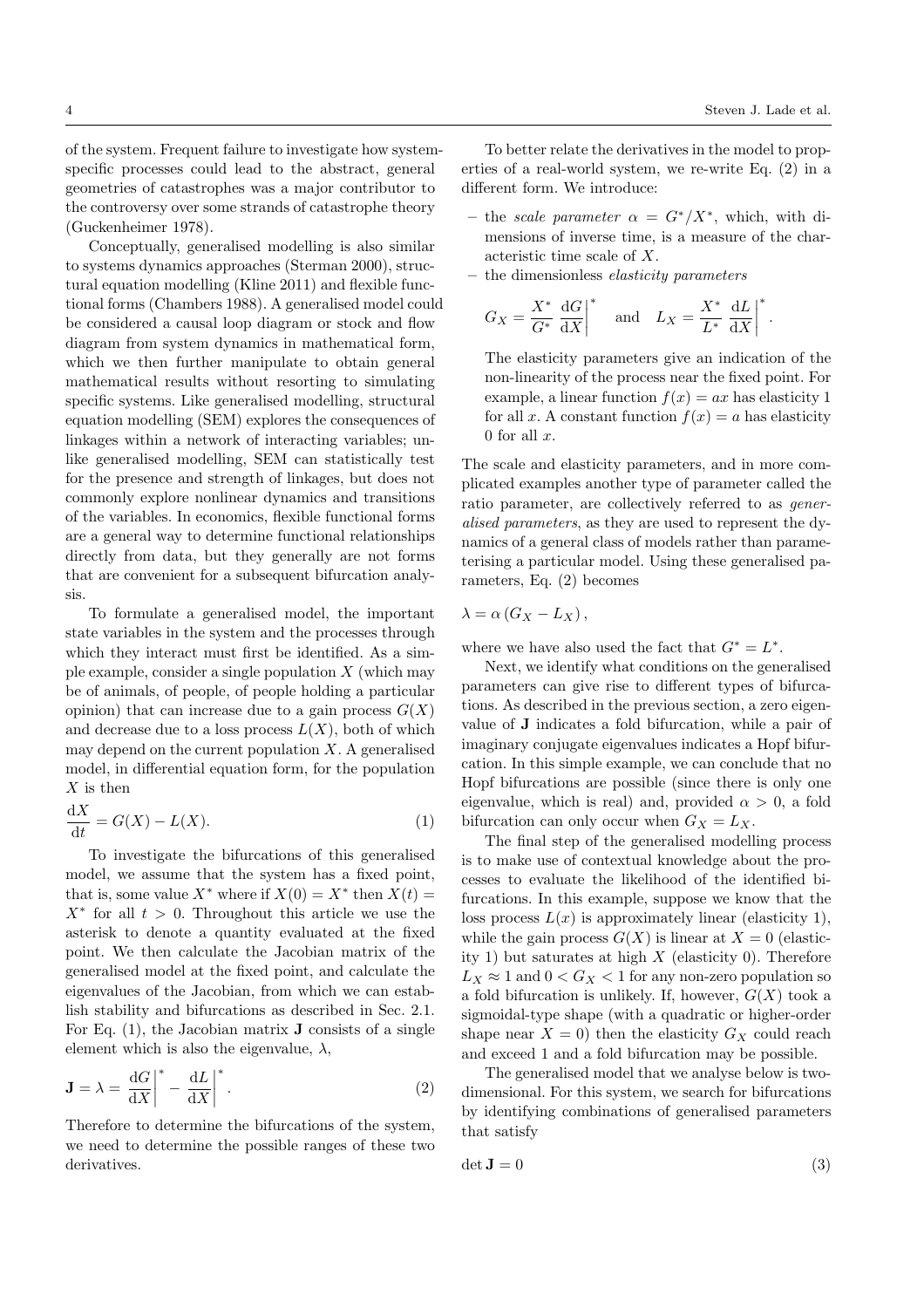of the system. Frequent failure to investigate how system-specific processes could lead to the abstract, general geometries of catastrophes was a major contributor to the controversy over some strands of catastrophe theory (Guckenheimer 1978).

Conceptually, generalised modelling is also similar to systems dynamics approaches (Sterman 2000), structural equation modelling (Kline 2011) and flexible functional forms (Chambers 1988). A generalised model could be considered a causal loop diagram or stock and flow diagram from system dynamics in mathematical form, which we then further manipulate to obtain general mathematical results without resorting to simulating specific systems. Like generalised modelling, structural equation modelling (SEM) explores the consequences of linkages within a network of interacting variables; unlike generalised modelling, SEM can statistically test for the presence and strength of linkages, but does not commonly explore nonlinear dynamics and transitions of the variables. In economics, flexible functional forms are a general way to determine functional relationships directly from data, but they generally are not forms that are convenient for a subsequent bifurcation analysis.

To formulate a generalised model, the important state variables in the system and the processes through which they interact must first be identified. As a simple example, consider a single population $X$ (which may be of animals, of people, of people holding a particular opinion) that can increase due to a gain process $G(X)$ and decrease due to a loss process $L(X)$, both of which may depend on the current population $X$. A generalised model, in differential equation form, for the population $X$ is then

$$\frac{\mathrm{d}X}{\mathrm{d}t} = G(X) - L(X). \tag{1}$$

To investigate the bifurcations of this generalised model, we assume that the system has a fixed point, that is, some value $X^*$ where if $X(0) = X^*$ then $X(t) = X^*$ for all $t > 0$. Throughout this article we use the asterisk to denote a quantity evaluated at the fixed point. We then calculate the Jacobian matrix of the generalised model at the fixed point, and calculate the eigenvalues of the Jacobian, from which we can establish stability and bifurcations as described in Sec. 2.1. For Eq. (1), the Jacobian matrix $\mathbf{J}$ consists of a single element which is also the eigenvalue, $\lambda$,

$$\mathbf{J} = \lambda = \left.\frac{\mathrm{d}G}{\mathrm{d}X}\right|^* - \left.\frac{\mathrm{d}L}{\mathrm{d}X}\right|^*. \tag{2}$$

Therefore to determine the bifurcations of the system, we need to determine the possible ranges of these two derivatives.

To better relate the derivatives in the model to properties of a real-world system, we re-write Eq. (2) in a different form. We introduce:

- the *scale parameter* $\alpha = G^*/X^*$, which, with dimensions of inverse time, is a measure of the characteristic time scale of $X$.
- the dimensionless *elasticity parameters*

  $$G_X = \frac{X^*}{G^*}\left.\frac{\mathrm{d}G}{\mathrm{d}X}\right|^* \quad \text{and} \quad L_X = \frac{X^*}{L^*}\left.\frac{\mathrm{d}L}{\mathrm{d}X}\right|^*.$$

  The elasticity parameters give an indication of the non-linearity of the process near the fixed point. For example, a linear function $f(x) = ax$ has elasticity 1 for all $x$. A constant function $f(x) = a$ has elasticity 0 for all $x$.

The scale and elasticity parameters, and in more complicated examples another type of parameter called the ratio parameter, are collectively referred to as *generalised parameters*, as they are used to represent the dynamics of a general class of models rather than parameterising a particular model. Using these generalised parameters, Eq. (2) becomes

$$\lambda = \alpha\,(G_X - L_X)\,,$$

where we have also used the fact that $G^* = L^*$.

Next, we identify what conditions on the generalised parameters can give rise to different types of bifurcations. As described in the previous section, a zero eigenvalue of $\mathbf{J}$ indicates a fold bifurcation, while a pair of imaginary conjugate eigenvalues indicates a Hopf bifurcation. In this simple example, we can conclude that no Hopf bifurcations are possible (since there is only one eigenvalue, which is real) and, provided $\alpha > 0$, a fold bifurcation can only occur when $G_X = L_X$.

The final step of the generalised modelling process is to make use of contextual knowledge about the processes to evaluate the likelihood of the identified bifurcations. In this example, suppose we know that the loss process $L(x)$ is approximately linear (elasticity 1), while the gain process $G(X)$ is linear at $X = 0$ (elasticity 1) but saturates at high $X$ (elasticity 0). Therefore $L_X \approx 1$ and $0 < G_X < 1$ for any non-zero population so a fold bifurcation is unlikely. If, however, $G(X)$ took a sigmoidal-type shape (with a quadratic or higher-order shape near $X = 0$) then the elasticity $G_X$ could reach and exceed 1 and a fold bifurcation may be possible.

The generalised model that we analyse below is two-dimensional. For this system, we search for bifurcations by identifying combinations of generalised parameters that satisfy

$$\det \mathbf{J} = 0 \tag{3}$$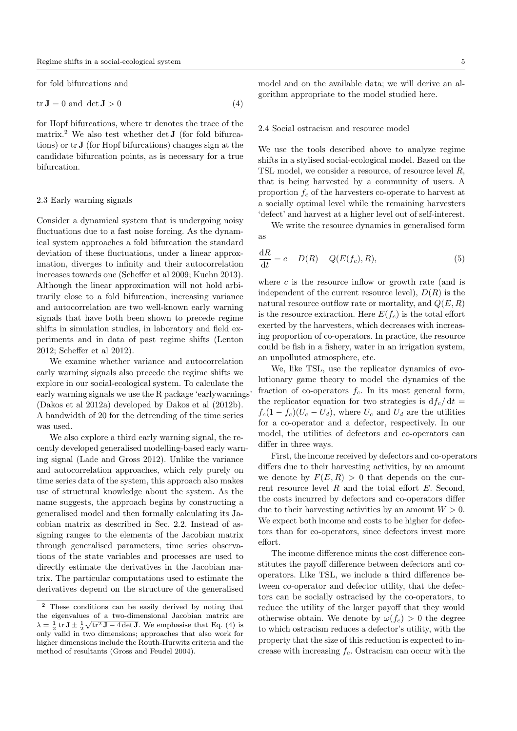for fold bifurcations and

$$\operatorname{tr} \mathbf{J} = 0 \text{ and } \det \mathbf{J} > 0 \tag{4}$$

for Hopf bifurcations, where tr denotes the trace of the matrix.[2] We also test whether $\det \mathbf{J}$ (for fold bifurcations) or $\operatorname{tr} \mathbf{J}$ (for Hopf bifurcations) changes sign at the candidate bifurcation points, as is necessary for a true bifurcation.

### 2.3 Early warning signals

Consider a dynamical system that is undergoing noisy fluctuations due to a fast noise forcing. As the dynamical system approaches a fold bifurcation the standard deviation of these fluctuations, under a linear approximation, diverges to infinity and their autocorrelation increases towards one (Scheffer et al 2009; Kuehn 2013). Although the linear approximation will not hold arbitrarily close to a fold bifurcation, increasing variance and autocorrelation are two well-known early warning signals that have both been shown to precede regime shifts in simulation studies, in laboratory and field experiments and in data of past regime shifts (Lenton 2012; Scheffer et al 2012).

We examine whether variance and autocorrelation early warning signals also precede the regime shifts we explore in our social-ecological system. To calculate the early warning signals we use the R package 'earlywarnings' (Dakos et al 2012a) developed by Dakos et al (2012b). A bandwidth of 20 for the detrending of the time series was used.

We also explore a third early warning signal, the recently developed generalised modelling-based early warning signal (Lade and Gross 2012). Unlike the variance and autocorrelation approaches, which rely purely on time series data of the system, this approach also makes use of structural knowledge about the system. As the name suggests, the approach begins by constructing a generalised model and then formally calculating its Jacobian matrix as described in Sec. 2.2. Instead of assigning ranges to the elements of the Jacobian matrix through generalised parameters, time series observations of the state variables and processes are used to directly estimate the derivatives in the Jacobian matrix. The particular computations used to estimate the derivatives depend on the structure of the generalised model and on the available data; we will derive an algorithm appropriate to the model studied here.

[2] These conditions can be easily derived by noting that the eigenvalues of a two-dimensional Jacobian matrix are $\lambda = \frac{1}{2} \operatorname{tr} \mathbf{J} \pm \frac{1}{2}\sqrt{\operatorname{tr}^2 \mathbf{J} - 4 \det \mathbf{J}}$. We emphasise that Eq. (4) is only valid in two dimensions; approaches that also work for higher dimensions include the Routh-Hurwitz criteria and the method of resultants (Gross and Feudel 2004).

### 2.4 Social ostracism and resource model

We use the tools described above to analyze regime shifts in a stylised social-ecological model. Based on the TSL model, we consider a resource, of resource level $R$, that is being harvested by a community of users. A proportion $f_c$ of the harvesters co-operate to harvest at a socially optimal level while the remaining harvesters 'defect' and harvest at a higher level out of self-interest.

We write the resource dynamics in generalised form as

$$\frac{\mathrm{d}R}{\mathrm{d}t} = c - D(R) - Q(E(f_c), R), \tag{5}$$

where $c$ is the resource inflow or growth rate (and is independent of the current resource level), $D(R)$ is the natural resource outflow rate or mortality, and $Q(E, R)$ is the resource extraction. Here $E(f_c)$ is the total effort exerted by the harvesters, which decreases with increasing proportion of co-operators. In practice, the resource could be fish in a fishery, water in an irrigation system, an unpolluted atmosphere, etc.

We, like TSL, use the replicator dynamics of evolutionary game theory to model the dynamics of the fraction of co-operators $f_c$. In its most general form, the replicator equation for two strategies is $\mathrm{d}f_c/\mathrm{d}t = f_c(1 - f_c)(U_c - U_d)$, where $U_c$ and $U_d$ are the utilities for a co-operator and a defector, respectively. In our model, the utilities of defectors and co-operators can differ in three ways.

First, the income received by defectors and co-operators differs due to their harvesting activities, by an amount we denote by $F(E, R) > 0$ that depends on the current resource level $R$ and the total effort $E$. Second, the costs incurred by defectors and co-operators differ due to their harvesting activities by an amount $W > 0$. We expect both income and costs to be higher for defectors than for co-operators, since defectors invest more effort.

The income difference minus the cost difference constitutes the payoff difference between defectors and co-operators. Like TSL, we include a third difference between co-operator and defector utility, that the defectors can be socially ostracised by the co-operators, to reduce the utility of the larger payoff that they would otherwise obtain. We denote by $\omega(f_c) > 0$ the degree to which ostracism reduces a defector's utility, with the property that the size of this reduction is expected to increase with increasing $f_c$. Ostracism can occur with the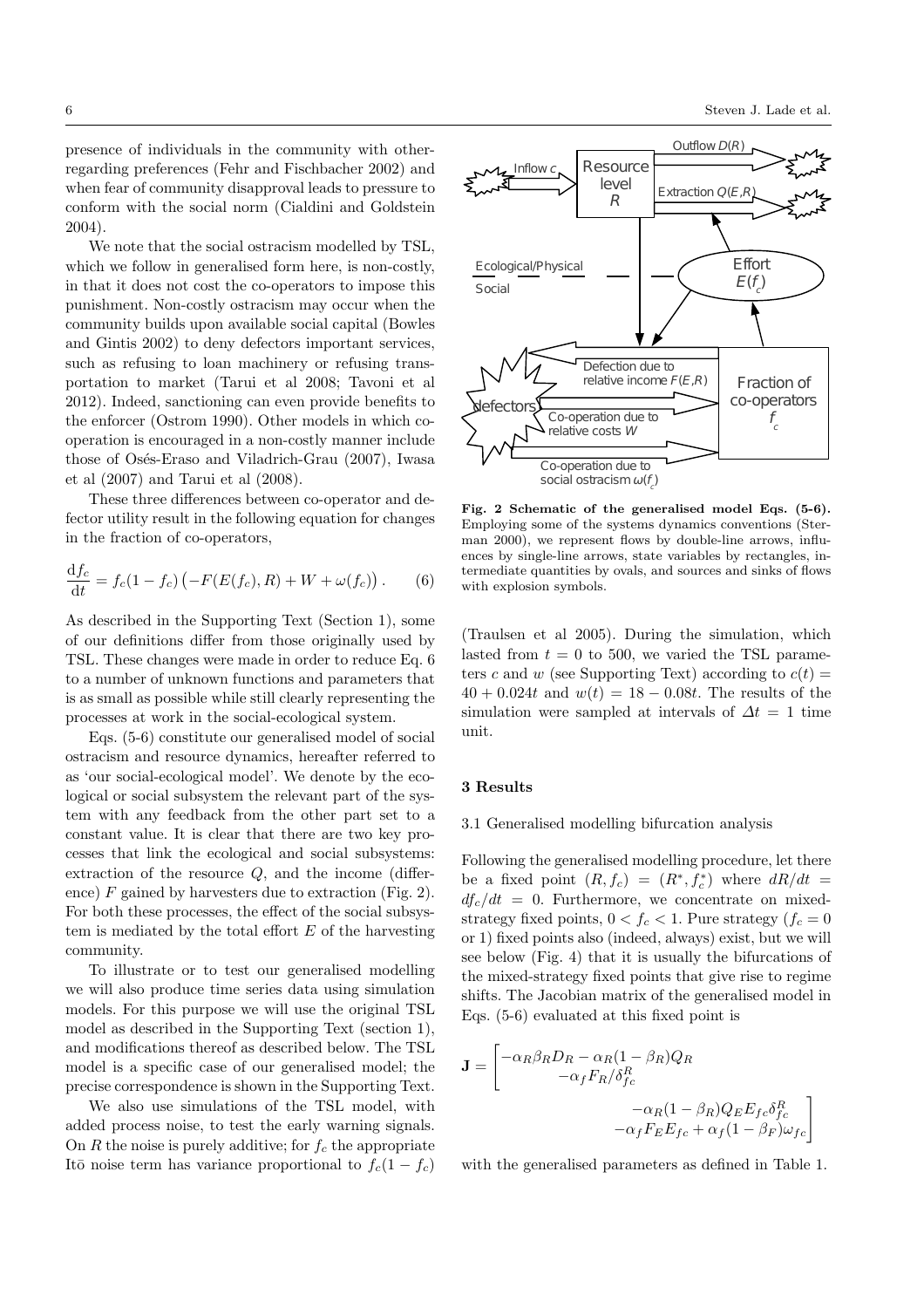presence of individuals in the community with other-regarding preferences (Fehr and Fischbacher 2002) and when fear of community disapproval leads to pressure to conform with the social norm (Cialdini and Goldstein 2004).

We note that the social ostracism modelled by TSL, which we follow in generalised form here, is non-costly, in that it does not cost the co-operators to impose this punishment. Non-costly ostracism may occur when the community builds upon available social capital (Bowles and Gintis 2002) to deny defectors important services, such as refusing to loan machinery or refusing transportation to market (Tarui et al 2008; Tavoni et al 2012). Indeed, sanctioning can even provide benefits to the enforcer (Ostrom 1990). Other models in which co-operation is encouraged in a non-costly manner include those of Osés-Eraso and Viladrich-Grau (2007), Iwasa et al (2007) and Tarui et al (2008).

These three differences between co-operator and defector utility result in the following equation for changes in the fraction of co-operators,

$$\frac{\mathrm{d}f_c}{\mathrm{d}t} = f_c(1-f_c)\left(-F(E(f_c),R) + W + \omega(f_c)\right). \qquad (6)$$

As described in the Supporting Text (Section 1), some of our definitions differ from those originally used by TSL. These changes were made in order to reduce Eq. 6 to a number of unknown functions and parameters that is as small as possible while still clearly representing the processes at work in the social-ecological system.

Eqs. (5-6) constitute our generalised model of social ostracism and resource dynamics, hereafter referred to as 'our social-ecological model'. We denote by the ecological or social subsystem the relevant part of the system with any feedback from the other part set to a constant value. It is clear that there are two key processes that link the ecological and social subsystems: extraction of the resource $Q$, and the income (difference) $F$ gained by harvesters due to extraction (Fig. 2). For both these processes, the effect of the social subsystem is mediated by the total effort $E$ of the harvesting community.

To illustrate or to test our generalised modelling we will also produce time series data using simulation models. For this purpose we will use the original TSL model as described in the Supporting Text (section 1), and modifications thereof as described below. The TSL model is a specific case of our generalised model; the precise correspondence is shown in the Supporting Text.

We also use simulations of the TSL model, with added process noise, to test the early warning signals. On $R$ the noise is purely additive; for $f_c$ the appropriate Itō noise term has variance proportional to $f_c(1-f_c)$ (Traulsen et al 2005). During the simulation, which lasted from $t = 0$ to 500, we varied the TSL parameters $c$ and $w$ (see Supporting Text) according to $c(t) = 40 + 0.024t$ and $w(t) = 18 - 0.08t$. The results of the simulation were sampled at intervals of $\Delta t = 1$ time unit.

**Fig. 2 Schematic of the generalised model Eqs. (5-6).** Employing some of the systems dynamics conventions (Sterman 2000), we represent flows by double-line arrows, influences by single-line arrows, state variables by rectangles, intermediate quantities by ovals, and sources and sinks of flows with explosion symbols.

## 3 Results

### 3.1 Generalised modelling bifurcation analysis

Following the generalised modelling procedure, let there be a fixed point $(R, f_c) = (R^*, f_c^*)$ where $dR/dt = df_c/dt = 0$. Furthermore, we concentrate on mixed-strategy fixed points, $0 < f_c < 1$. Pure strategy ($f_c = 0$ or 1) fixed points also (indeed, always) exist, but we will see below (Fig. 4) that it is usually the bifurcations of the mixed-strategy fixed points that give rise to regime shifts. The Jacobian matrix of the generalised model in Eqs. (5-6) evaluated at this fixed point is

$$\mathbf{J} = \begin{bmatrix} -\alpha_R\beta_R D_R - \alpha_R(1-\beta_R)Q_R & -\alpha_R(1-\beta_R)Q_E E_{fc}\delta^R_{fc} \\ -\alpha_f F_R/\delta^R_{fc} & -\alpha_f F_E E_{fc} + \alpha_f(1-\beta_F)\omega_{fc} \end{bmatrix}$$

with the generalised parameters as defined in Table 1.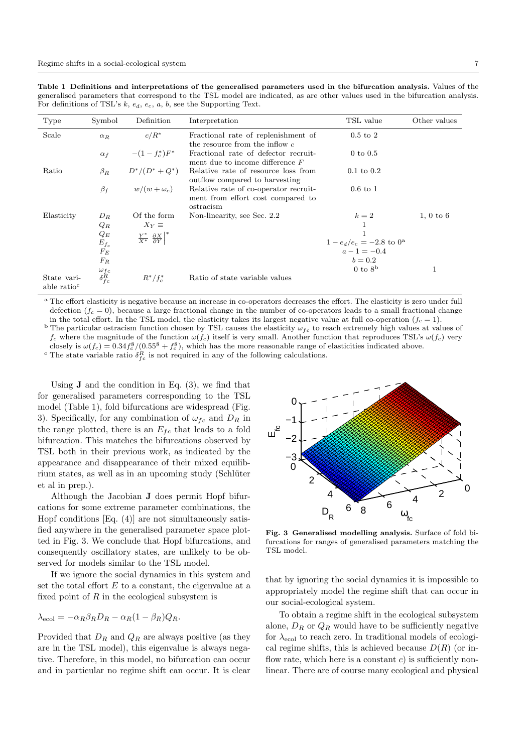**Table 1 Definitions and interpretations of the generalised parameters used in the bifurcation analysis.** Values of the generalised parameters that correspond to the TSL model are indicated, as are other values used in the bifurcation analysis. For definitions of TSL's $k$, $e_d$, $e_c$, $a$, $b$, see the Supporting Text.

| Type | Symbol | Definition | Interpretation | TSL value | Other values |
|---|---|---|---|---|---|
| Scale | $\alpha_R$ | $c/R^*$ | Fractional rate of replenishment of the resource from the inflow $c$ | 0.5 to 2 | |
| | $\alpha_f$ | $-(1-f_c^*)F^*$ | Fractional rate of defector recruitment due to income difference $F$ | 0 to 0.5 | |
| Ratio | $\beta_R$ | $D^*/(D^*+Q^*)$ | Relative rate of resource loss from outflow compared to harvesting | 0.1 to 0.2 | |
| | $\beta_f$ | $w/(w+\omega_c)$ | Relative rate of co-operator recruitment from effort cost compared to ostracism | 0.6 to 1 | |
| Elasticity | $D_R$ | Of the form | Non-linearity, see Sec. 2.2 | $k=2$ | 1, 0 to 6 |
| | $Q_R$ | $X_Y \equiv$ | | 1 | |
| | $Q_E$ | $\frac{Y^*}{X^*}\left.\frac{\partial X}{\partial Y}\right\vert^*$ | | 1 | |
| | $E_{f_c}$ | | | $1-e_d/e_c=-2.8$ to $0$[a] | |
| | $F_E$ | | | $a-1=-0.4$ | |
| | $F_R$ | | | $b=0.2$ | |
| | $\omega_{fc}$ | | | 0 to $8$[b] | 1 |
| State variable ratio[c] | $\delta_{fc}^R$ | $R^*/f_c^*$ | Ratio of state variable values | | |

[a] The effort elasticity is negative because an increase in co-operators decreases the effort. The elasticity is zero under full defection ($f_c = 0$), because a large fractional change in the number of co-operators leads to a small fractional change in the total effort. In the TSL model, the elasticity takes its largest negative value at full co-operation ($f_c = 1$).

[b] The particular ostracism function chosen by TSL causes the elasticity $\omega_{fc}$ to reach extremely high values at values of $f_c$ where the magnitude of the function $\omega(f_c)$ itself is very small. Another function that reproduces TSL's $\omega(f_c)$ very closely is $\omega(f_c) = 0.34f_c^8/(0.55^8 + f_c^8)$, which has the more reasonable range of elasticities indicated above.

[c] The state variable ratio $\delta_{fc}^R$ is not required in any of the following calculations.

Using $\mathbf{J}$ and the condition in Eq. (3), we find that for generalised parameters corresponding to the TSL model (Table 1), fold bifurcations are widespread (Fig. 3). Specifically, for any combination of $\omega_{fc}$ and $D_R$ in the range plotted, there is an $E_{fc}$ that leads to a fold bifurcation. This matches the bifurcations observed by TSL both in their previous work, as indicated by the appearance and disappearance of their mixed equilibrium states, as well as in an upcoming study (Schlüter et al in prep.).

Although the Jacobian $\mathbf{J}$ does permit Hopf bifurcations for some extreme parameter combinations, the Hopf conditions [Eq. (4)] are not simultaneously satisfied anywhere in the generalised parameter space plotted in Fig. 3. We conclude that Hopf bifurcations, and consequently oscillatory states, are unlikely to be observed for models similar to the TSL model.

If we ignore the social dynamics in this system and set the total effort $E$ to a constant, the eigenvalue at a fixed point of $R$ in the ecological subsystem is

$$\lambda_{\text{ecol}} = -\alpha_R\beta_R D_R - \alpha_R(1-\beta_R)Q_R.$$

Provided that $D_R$ and $Q_R$ are always positive (as they are in the TSL model), this eigenvalue is always negative. Therefore, in this model, no bifurcation can occur and in particular no regime shift can occur. It is clear that by ignoring the social dynamics it is impossible to appropriately model the regime shift that can occur in our social-ecological system.

**Fig. 3 Generalised modelling analysis.** Surface of fold bifurcations for ranges of generalised parameters matching the TSL model.

To obtain a regime shift in the ecological subsystem alone, $D_R$ or $Q_R$ would have to be sufficiently negative for $\lambda_{\text{ecol}}$ to reach zero. In traditional models of ecological regime shifts, this is achieved because $D(R)$ (or inflow rate, which here is a constant $c$) is sufficiently nonlinear. There are of course many ecological and physical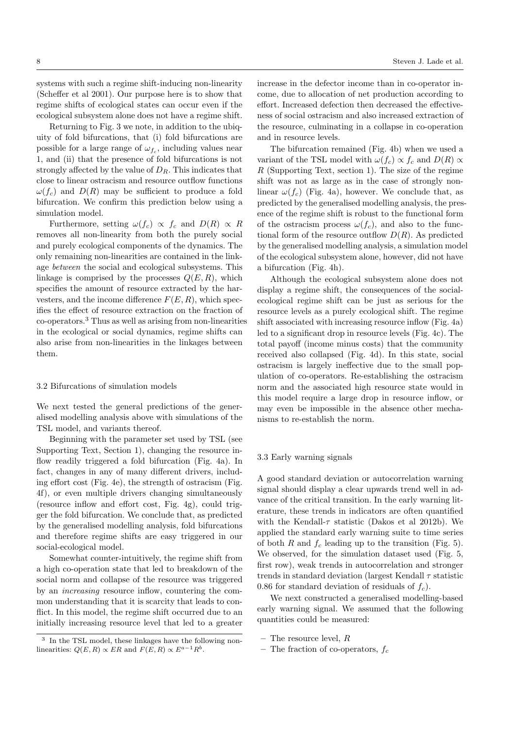systems with such a regime shift-inducing non-linearity (Scheffer et al 2001). Our purpose here is to show that regime shifts of ecological states can occur even if the ecological subsystem alone does not have a regime shift.

Returning to Fig. 3 we note, in addition to the ubiquity of fold bifurcations, that (i) fold bifurcations are possible for a large range of $\omega_{f_c}$, including values near 1, and (ii) that the presence of fold bifurcations is not strongly affected by the value of $D_R$. This indicates that close to linear ostracism and resource outflow functions $\omega(f_c)$ and $D(R)$ may be sufficient to produce a fold bifurcation. We confirm this prediction below using a simulation model.

Furthermore, setting $\omega(f_c) \propto f_c$ and $D(R) \propto R$ removes all non-linearity from both the purely social and purely ecological components of the dynamics. The only remaining non-linearities are contained in the linkage *between* the social and ecological subsystems. This linkage is comprised by the processes $Q(E, R)$, which specifies the amount of resource extracted by the harvesters, and the income difference $F(E, R)$, which specifies the effect of resource extraction on the fraction of co-operators.[3] Thus as well as arising from non-linearities in the ecological or social dynamics, regime shifts can also arise from non-linearities in the linkages between them.

### 3.2 Bifurcations of simulation models

We next tested the general predictions of the generalised modelling analysis above with simulations of the TSL model, and variants thereof.

Beginning with the parameter set used by TSL (see Supporting Text, Section 1), changing the resource inflow readily triggered a fold bifurcation (Fig. 4a). In fact, changes in any of many different drivers, including effort cost (Fig. 4e), the strength of ostracism (Fig. 4f), or even multiple drivers changing simultaneously (resource inflow and effort cost, Fig. 4g), could trigger the fold bifurcation. We conclude that, as predicted by the generalised modelling analysis, fold bifurcations and therefore regime shifts are easy triggered in our social-ecological model.

Somewhat counter-intuitively, the regime shift from a high co-operation state that led to breakdown of the social norm and collapse of the resource was triggered by an *increasing* resource inflow, countering the common understanding that it is scarcity that leads to conflict. In this model, the regime shift occurred due to an initially increasing resource level that led to a greater increase in the defector income than in co-operator income, due to allocation of net production according to effort. Increased defection then decreased the effectiveness of social ostracism and also increased extraction of the resource, culminating in a collapse in co-operation and in resource levels.

The bifurcation remained (Fig. 4b) when we used a variant of the TSL model with $\omega(f_c) \propto f_c$ and $D(R) \propto R$ (Supporting Text, section 1). The size of the regime shift was not as large as in the case of strongly nonlinear $\omega(f_c)$ (Fig. 4a), however. We conclude that, as predicted by the generalised modelling analysis, the presence of the regime shift is robust to the functional form of the ostracism process $\omega(f_c)$, and also to the functional form of the resource outflow $D(R)$. As predicted by the generalised modelling analysis, a simulation model of the ecological subsystem alone, however, did not have a bifurcation (Fig. 4h).

Although the ecological subsystem alone does not display a regime shift, the consequences of the social-ecological regime shift can be just as serious for the resource levels as a purely ecological shift. The regime shift associated with increasing resource inflow (Fig. 4a) led to a significant drop in resource levels (Fig. 4c). The total payoff (income minus costs) that the community received also collapsed (Fig. 4d). In this state, social ostracism is largely ineffective due to the small population of co-operators. Re-establishing the ostracism norm and the associated high resource state would in this model require a large drop in resource inflow, or may even be impossible in the absence other mechanisms to re-establish the norm.

### 3.3 Early warning signals

A good standard deviation or autocorrelation warning signal should display a clear upwards trend well in advance of the critical transition. In the early warning literature, these trends in indicators are often quantified with the Kendall-$\tau$ statistic (Dakos et al 2012b). We applied the standard early warning suite to time series of both $R$ and $f_c$ leading up to the transition (Fig. 5). We observed, for the simulation dataset used (Fig. 5, first row), weak trends in autocorrelation and stronger trends in standard deviation (largest Kendall $\tau$ statistic 0.86 for standard deviation of residuals of $f_c$).

We next constructed a generalised modelling-based early warning signal. We assumed that the following quantities could be measured:

- The resource level, $R$
- The fraction of co-operators, $f_c$

[3] In the TSL model, these linkages have the following non-linearities: $Q(E, R) \propto ER$ and $F(E, R) \propto E^{a-1}R^b$.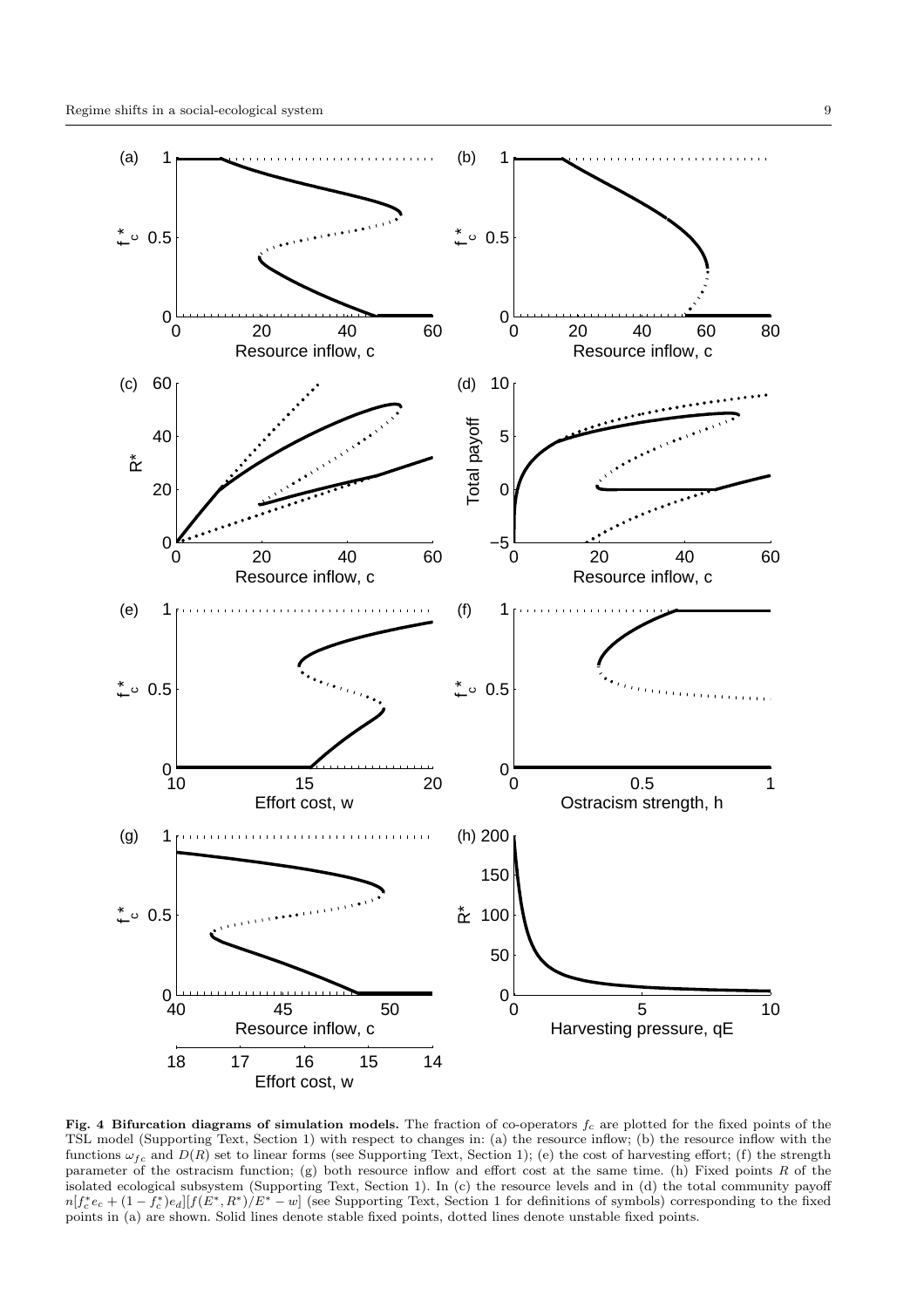**Fig. 4 Bifurcation diagrams of simulation models.** The fraction of co-operators $f_c$ are plotted for the fixed points of the TSL model (Supporting Text, Section 1) with respect to changes in: (a) the resource inflow; (b) the resource inflow with the functions $\omega_{fc}$ and $D(R)$ set to linear forms (see Supporting Text, Section 1); (e) the cost of harvesting effort; (f) the strength parameter of the ostracism function; (g) both resource inflow and effort cost at the same time. (h) Fixed points $R$ of the isolated ecological subsystem (Supporting Text, Section 1). In (c) the resource levels and in (d) the total community payoff $n[f_c^* e_c + (1 - f_c^*)e_d][f(E^*, R^*)/E^* - w]$ (see Supporting Text, Section 1 for definitions of symbols) corresponding to the fixed points in (a) are shown. Solid lines denote stable fixed points, dotted lines denote unstable fixed points.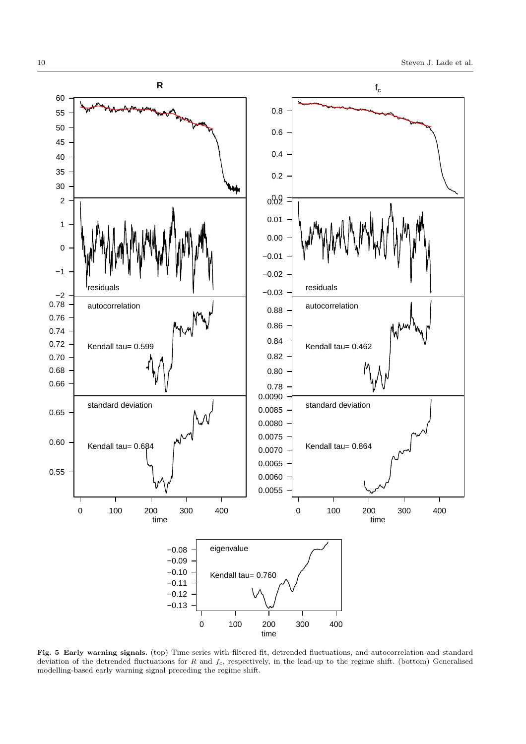**Fig. 5 Early warning signals.** (top) Time series with filtered fit, detrended fluctuations, and autocorrelation and standard deviation of the detrended fluctuations for $R$ and $f_c$, respectively, in the lead-up to the regime shift. (bottom) Generalised modelling-based early warning signal preceding the regime shift.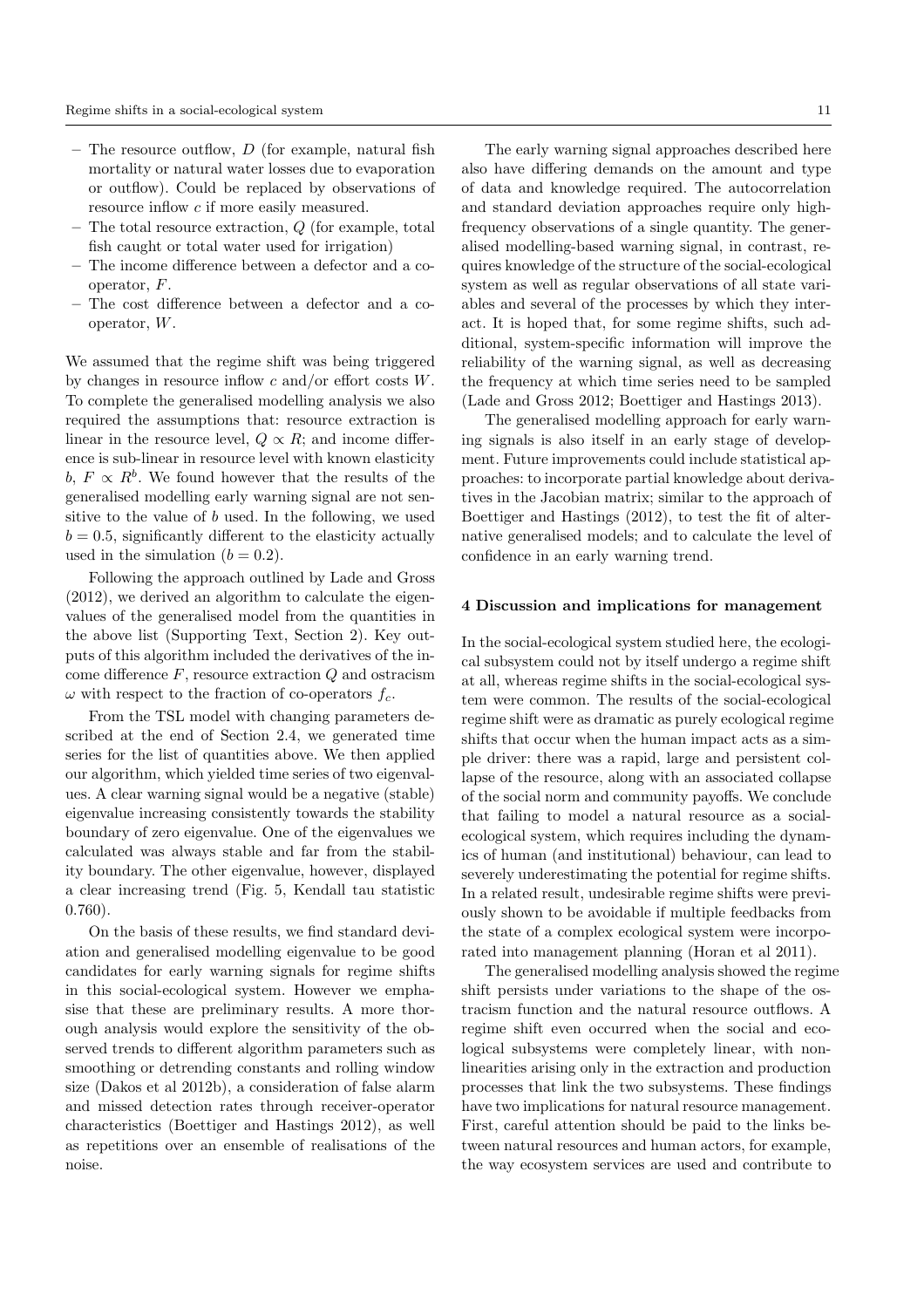- The resource outflow, $D$ (for example, natural fish mortality or natural water losses due to evaporation or outflow). Could be replaced by observations of resource inflow $c$ if more easily measured.
- The total resource extraction, $Q$ (for example, total fish caught or total water used for irrigation)
- The income difference between a defector and a co-operator, $F$.
- The cost difference between a defector and a co-operator, $W$.

We assumed that the regime shift was being triggered by changes in resource inflow $c$ and/or effort costs $W$. To complete the generalised modelling analysis we also required the assumptions that: resource extraction is linear in the resource level, $Q \propto R$; and income difference is sub-linear in resource level with known elasticity $b$, $F \propto R^b$. We found however that the results of the generalised modelling early warning signal are not sensitive to the value of $b$ used. In the following, we used $b = 0.5$, significantly different to the elasticity actually used in the simulation ($b = 0.2$).

Following the approach outlined by Lade and Gross (2012), we derived an algorithm to calculate the eigenvalues of the generalised model from the quantities in the above list (Supporting Text, Section 2). Key outputs of this algorithm included the derivatives of the income difference $F$, resource extraction $Q$ and ostracism $\omega$ with respect to the fraction of co-operators $f_c$.

From the TSL model with changing parameters described at the end of Section 2.4, we generated time series for the list of quantities above. We then applied our algorithm, which yielded time series of two eigenvalues. A clear warning signal would be a negative (stable) eigenvalue increasing consistently towards the stability boundary of zero eigenvalue. One of the eigenvalues we calculated was always stable and far from the stability boundary. The other eigenvalue, however, displayed a clear increasing trend (Fig. 5, Kendall tau statistic 0.760).

On the basis of these results, we find standard deviation and generalised modelling eigenvalue to be good candidates for early warning signals for regime shifts in this social-ecological system. However we emphasise that these are preliminary results. A more thorough analysis would explore the sensitivity of the observed trends to different algorithm parameters such as smoothing or detrending constants and rolling window size (Dakos et al 2012b), a consideration of false alarm and missed detection rates through receiver-operator characteristics (Boettiger and Hastings 2012), as well as repetitions over an ensemble of realisations of the noise.

The early warning signal approaches described here also have differing demands on the amount and type of data and knowledge required. The autocorrelation and standard deviation approaches require only high-frequency observations of a single quantity. The generalised modelling-based warning signal, in contrast, requires knowledge of the structure of the social-ecological system as well as regular observations of all state variables and several of the processes by which they interact. It is hoped that, for some regime shifts, such additional, system-specific information will improve the reliability of the warning signal, as well as decreasing the frequency at which time series need to be sampled (Lade and Gross 2012; Boettiger and Hastings 2013).

The generalised modelling approach for early warning signals is also itself in an early stage of development. Future improvements could include statistical approaches: to incorporate partial knowledge about derivatives in the Jacobian matrix; similar to the approach of Boettiger and Hastings (2012), to test the fit of alternative generalised models; and to calculate the level of confidence in an early warning trend.

## 4 Discussion and implications for management

In the social-ecological system studied here, the ecological subsystem could not by itself undergo a regime shift at all, whereas regime shifts in the social-ecological system were common. The results of the social-ecological regime shift were as dramatic as purely ecological regime shifts that occur when the human impact acts as a simple driver: there was a rapid, large and persistent collapse of the resource, along with an associated collapse of the social norm and community payoffs. We conclude that failing to model a natural resource as a social-ecological system, which requires including the dynamics of human (and institutional) behaviour, can lead to severely underestimating the potential for regime shifts. In a related result, undesirable regime shifts were previously shown to be avoidable if multiple feedbacks from the state of a complex ecological system were incorporated into management planning (Horan et al 2011).

The generalised modelling analysis showed the regime shift persists under variations to the shape of the ostracism function and the natural resource outflows. A regime shift even occurred when the social and ecological subsystems were completely linear, with nonlinearities arising only in the extraction and production processes that link the two subsystems. These findings have two implications for natural resource management. First, careful attention should be paid to the links between natural resources and human actors, for example, the way ecosystem services are used and contribute to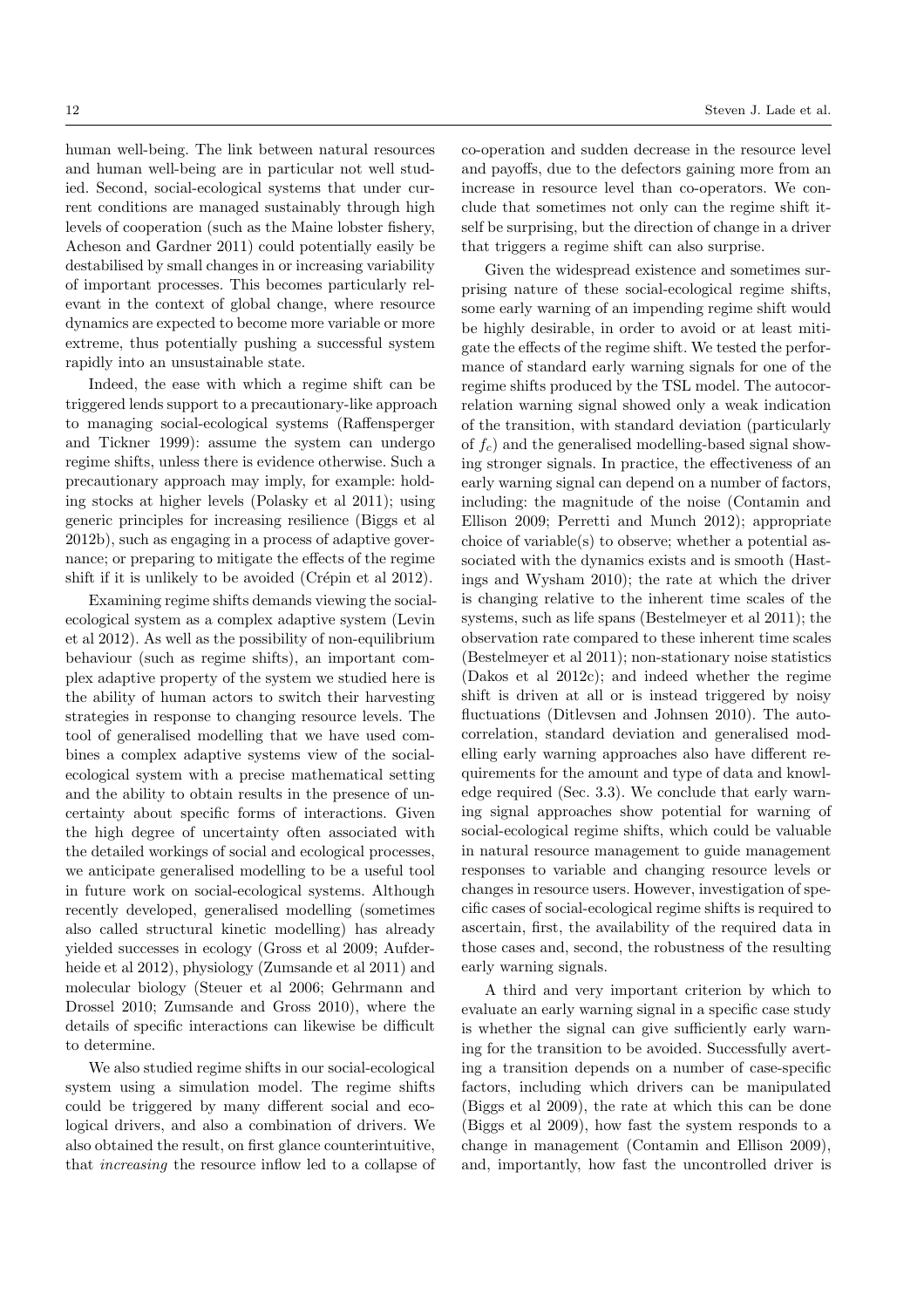human well-being. The link between natural resources and human well-being are in particular not well studied. Second, social-ecological systems that under current conditions are managed sustainably through high levels of cooperation (such as the Maine lobster fishery, Acheson and Gardner 2011) could potentially easily be destabilised by small changes in or increasing variability of important processes. This becomes particularly relevant in the context of global change, where resource dynamics are expected to become more variable or more extreme, thus potentially pushing a successful system rapidly into an unsustainable state.

Indeed, the ease with which a regime shift can be triggered lends support to a precautionary-like approach to managing social-ecological systems (Raffensperger and Tickner 1999): assume the system can undergo regime shifts, unless there is evidence otherwise. Such a precautionary approach may imply, for example: holding stocks at higher levels (Polasky et al 2011); using generic principles for increasing resilience (Biggs et al 2012b), such as engaging in a process of adaptive governance; or preparing to mitigate the effects of the regime shift if it is unlikely to be avoided (Crépin et al 2012).

Examining regime shifts demands viewing the social-ecological system as a complex adaptive system (Levin et al 2012). As well as the possibility of non-equilibrium behaviour (such as regime shifts), an important complex adaptive property of the system we studied here is the ability of human actors to switch their harvesting strategies in response to changing resource levels. The tool of generalised modelling that we have used combines a complex adaptive systems view of the social-ecological system with a precise mathematical setting and the ability to obtain results in the presence of uncertainty about specific forms of interactions. Given the high degree of uncertainty often associated with the detailed workings of social and ecological processes, we anticipate generalised modelling to be a useful tool in future work on social-ecological systems. Although recently developed, generalised modelling (sometimes also called structural kinetic modelling) has already yielded successes in ecology (Gross et al 2009; Aufderheide et al 2012), physiology (Zumsande et al 2011) and molecular biology (Steuer et al 2006; Gehrmann and Drossel 2010; Zumsande and Gross 2010), where the details of specific interactions can likewise be difficult to determine.

We also studied regime shifts in our social-ecological system using a simulation model. The regime shifts could be triggered by many different social and ecological drivers, and also a combination of drivers. We also obtained the result, on first glance counterintuitive, that *increasing* the resource inflow led to a collapse of co-operation and sudden decrease in the resource level and payoffs, due to the defectors gaining more from an increase in resource level than co-operators. We conclude that sometimes not only can the regime shift itself be surprising, but the direction of change in a driver that triggers a regime shift can also surprise.

Given the widespread existence and sometimes surprising nature of these social-ecological regime shifts, some early warning of an impending regime shift would be highly desirable, in order to avoid or at least mitigate the effects of the regime shift. We tested the performance of standard early warning signals for one of the regime shifts produced by the TSL model. The autocorrelation warning signal showed only a weak indication of the transition, with standard deviation (particularly of $f_c$) and the generalised modelling-based signal showing stronger signals. In practice, the effectiveness of an early warning signal can depend on a number of factors, including: the magnitude of the noise (Contamin and Ellison 2009; Perretti and Munch 2012); appropriate choice of variable(s) to observe; whether a potential associated with the dynamics exists and is smooth (Hastings and Wysham 2010); the rate at which the driver is changing relative to the inherent time scales of the systems, such as life spans (Bestelmeyer et al 2011); the observation rate compared to these inherent time scales (Bestelmeyer et al 2011); non-stationary noise statistics (Dakos et al 2012c); and indeed whether the regime shift is driven at all or is instead triggered by noisy fluctuations (Ditlevsen and Johnsen 2010). The autocorrelation, standard deviation and generalised modelling early warning approaches also have different requirements for the amount and type of data and knowledge required (Sec. 3.3). We conclude that early warning signal approaches show potential for warning of social-ecological regime shifts, which could be valuable in natural resource management to guide management responses to variable and changing resource levels or changes in resource users. However, investigation of specific cases of social-ecological regime shifts is required to ascertain, first, the availability of the required data in those cases and, second, the robustness of the resulting early warning signals.

A third and very important criterion by which to evaluate an early warning signal in a specific case study is whether the signal can give sufficiently early warning for the transition to be avoided. Successfully averting a transition depends on a number of case-specific factors, including which drivers can be manipulated (Biggs et al 2009), the rate at which this can be done (Biggs et al 2009), how fast the system responds to a change in management (Contamin and Ellison 2009), and, importantly, how fast the uncontrolled driver is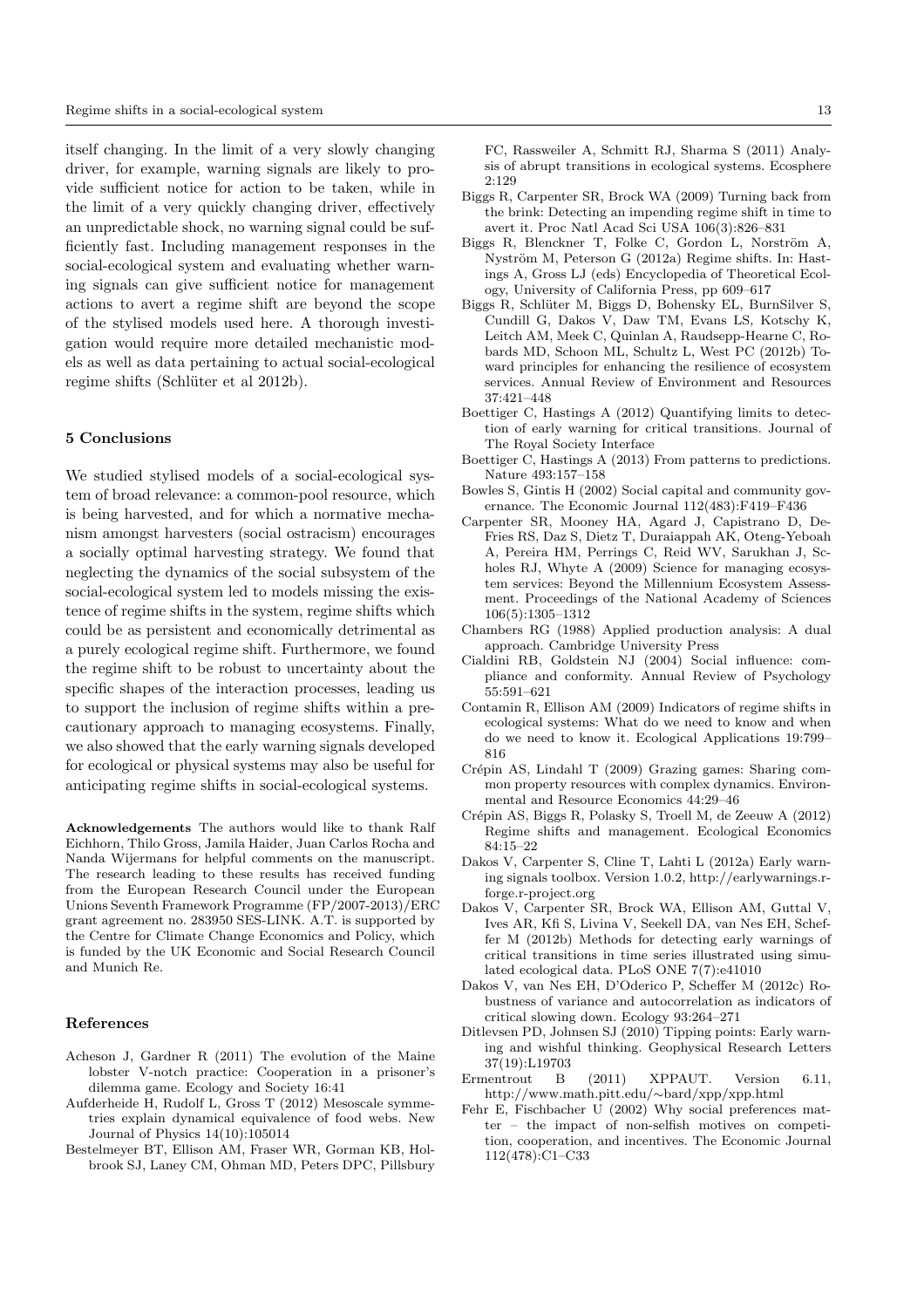itself changing. In the limit of a very slowly changing driver, for example, warning signals are likely to provide sufficient notice for action to be taken, while in the limit of a very quickly changing driver, effectively an unpredictable shock, no warning signal could be sufficiently fast. Including management responses in the social-ecological system and evaluating whether warning signals can give sufficient notice for management actions to avert a regime shift are beyond the scope of the stylised models used here. A thorough investigation would require more detailed mechanistic models as well as data pertaining to actual social-ecological regime shifts (Schlüter et al 2012b).

## 5 Conclusions

We studied stylised models of a social-ecological system of broad relevance: a common-pool resource, which is being harvested, and for which a normative mechanism amongst harvesters (social ostracism) encourages a socially optimal harvesting strategy. We found that neglecting the dynamics of the social subsystem of the social-ecological system led to models missing the existence of regime shifts in the system, regime shifts which could be as persistent and economically detrimental as a purely ecological regime shift. Furthermore, we found the regime shift to be robust to uncertainty about the specific shapes of the interaction processes, leading us to support the inclusion of regime shifts within a precautionary approach to managing ecosystems. Finally, we also showed that the early warning signals developed for ecological or physical systems may also be useful for anticipating regime shifts in social-ecological systems.

**Acknowledgements** The authors would like to thank Ralf Eichhorn, Thilo Gross, Jamila Haider, Juan Carlos Rocha and Nanda Wijermans for helpful comments on the manuscript. The research leading to these results has received funding from the European Research Council under the European Unions Seventh Framework Programme (FP/2007-2013)/ERC grant agreement no. 283950 SES-LINK. A.T. is supported by the Centre for Climate Change Economics and Policy, which is funded by the UK Economic and Social Research Council and Munich Re.

## References

Acheson J, Gardner R (2011) The evolution of the Maine lobster V-notch practice: Cooperation in a prisoner's dilemma game. Ecology and Society 16:41

Aufderheide H, Rudolf L, Gross T (2012) Mesoscale symmetries explain dynamical equivalence of food webs. New Journal of Physics 14(10):105014

Bestelmeyer BT, Ellison AM, Fraser WR, Gorman KB, Holbrook SJ, Laney CM, Ohman MD, Peters DPC, Pillsbury FC, Rassweiler A, Schmitt RJ, Sharma S (2011) Analysis of abrupt transitions in ecological systems. Ecosphere 2:129

Biggs R, Carpenter SR, Brock WA (2009) Turning back from the brink: Detecting an impending regime shift in time to avert it. Proc Natl Acad Sci USA 106(3):826–831

Biggs R, Blenckner T, Folke C, Gordon L, Norström A, Nyström M, Peterson G (2012a) Regime shifts. In: Hastings A, Gross LJ (eds) Encyclopedia of Theoretical Ecology, University of California Press, pp 609–617

Biggs R, Schlüter M, Biggs D, Bohensky EL, BurnSilver S, Cundill G, Dakos V, Daw TM, Evans LS, Kotschy K, Leitch AM, Meek C, Quinlan A, Raudsepp-Hearne C, Robards MD, Schoon ML, Schultz L, West PC (2012b) Toward principles for enhancing the resilience of ecosystem services. Annual Review of Environment and Resources 37:421–448

Boettiger C, Hastings A (2012) Quantifying limits to detection of early warning for critical transitions. Journal of The Royal Society Interface

Boettiger C, Hastings A (2013) From patterns to predictions. Nature 493:157–158

Bowles S, Gintis H (2002) Social capital and community governance. The Economic Journal 112(483):F419–F436

Carpenter SR, Mooney HA, Agard J, Capistrano D, DeFries RS, Daz S, Dietz T, Duraiappah AK, Oteng-Yeboah A, Pereira HM, Perrings C, Reid WV, Sarukhan J, Scholes RJ, Whyte A (2009) Science for managing ecosystem services: Beyond the Millennium Ecosystem Assessment. Proceedings of the National Academy of Sciences 106(5):1305–1312

Chambers RG (1988) Applied production analysis: A dual approach. Cambridge University Press

Cialdini RB, Goldstein NJ (2004) Social influence: compliance and conformity. Annual Review of Psychology 55:591–621

Contamin R, Ellison AM (2009) Indicators of regime shifts in ecological systems: What do we need to know and when do we need to know it. Ecological Applications 19:799–816

Crépin AS, Lindahl T (2009) Grazing games: Sharing common property resources with complex dynamics. Environmental and Resource Economics 44:29–46

Crépin AS, Biggs R, Polasky S, Troell M, de Zeeuw A (2012) Regime shifts and management. Ecological Economics 84:15–22

Dakos V, Carpenter S, Cline T, Lahti L (2012a) Early warning signals toolbox. Version 1.0.2, http://earlywarnings.r-forge.r-project.org

Dakos V, Carpenter SR, Brock WA, Ellison AM, Guttal V, Ives AR, Kfi S, Livina V, Seekell DA, van Nes EH, Scheffer M (2012b) Methods for detecting early warnings of critical transitions in time series illustrated using simulated ecological data. PLoS ONE 7(7):e41010

Dakos V, van Nes EH, D'Oderico P, Scheffer M (2012c) Robustness of variance and autocorrelation as indicators of critical slowing down. Ecology 93:264–271

Ditlevsen PD, Johnsen SJ (2010) Tipping points: Early warning and wishful thinking. Geophysical Research Letters 37(19):L19703

Ermentrout B (2011) XPPAUT. Version 6.11, http://www.math.pitt.edu/∼bard/xpp/xpp.html

Fehr E, Fischbacher U (2002) Why social preferences matter – the impact of non-selfish motives on competition, cooperation, and incentives. The Economic Journal 112(478):C1–C33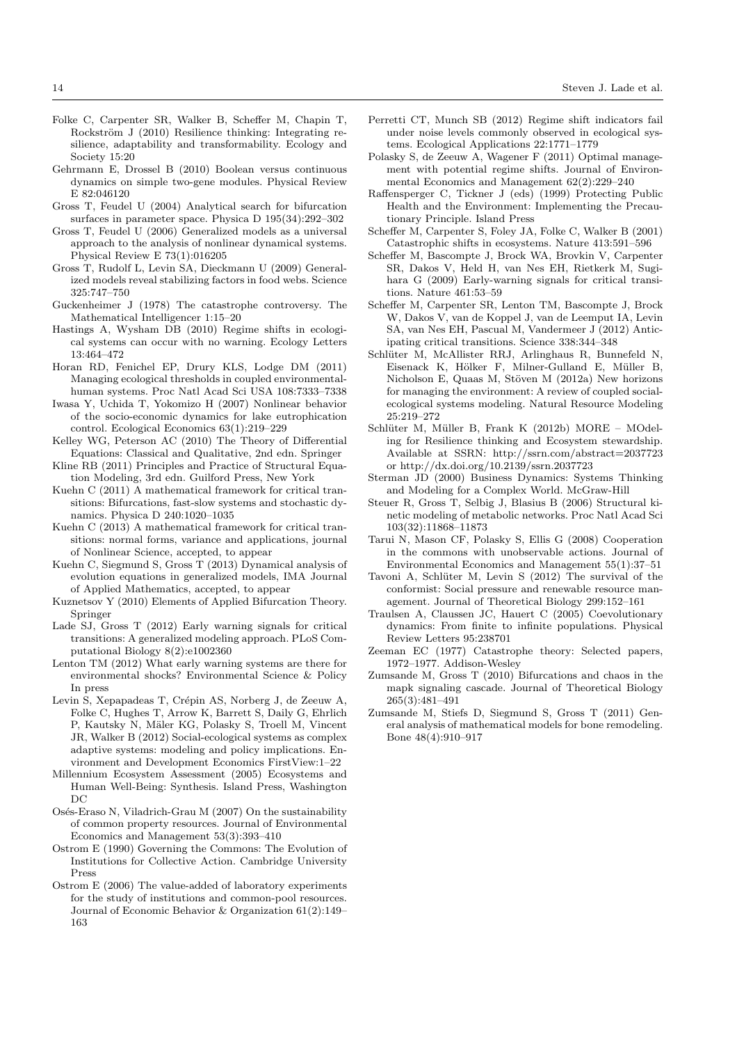Folke C, Carpenter SR, Walker B, Scheffer M, Chapin T, Rockström J (2010) Resilience thinking: Integrating resilience, adaptability and transformability. Ecology and Society 15:20

Gehrmann E, Drossel B (2010) Boolean versus continuous dynamics on simple two-gene modules. Physical Review E 82:046120

Gross T, Feudel U (2004) Analytical search for bifurcation surfaces in parameter space. Physica D 195(34):292–302

Gross T, Feudel U (2006) Generalized models as a universal approach to the analysis of nonlinear dynamical systems. Physical Review E 73(1):016205

Gross T, Rudolf L, Levin SA, Dieckmann U (2009) Generalized models reveal stabilizing factors in food webs. Science 325:747–750

Guckenheimer J (1978) The catastrophe controversy. The Mathematical Intelligencer 1:15–20

Hastings A, Wysham DB (2010) Regime shifts in ecological systems can occur with no warning. Ecology Letters 13:464–472

Horan RD, Fenichel EP, Drury KLS, Lodge DM (2011) Managing ecological thresholds in coupled environmental-human systems. Proc Natl Acad Sci USA 108:7333–7338

Iwasa Y, Uchida T, Yokomizo H (2007) Nonlinear behavior of the socio-economic dynamics for lake eutrophication control. Ecological Economics 63(1):219–229

Kelley WG, Peterson AC (2010) The Theory of Differential Equations: Classical and Qualitative, 2nd edn. Springer

Kline RB (2011) Principles and Practice of Structural Equation Modeling, 3rd edn. Guilford Press, New York

Kuehn C (2011) A mathematical framework for critical transitions: Bifurcations, fast-slow systems and stochastic dynamics. Physica D 240:1020–1035

Kuehn C (2013) A mathematical framework for critical transitions: normal forms, variance and applications, journal of Nonlinear Science, accepted, to appear

Kuehn C, Siegmund S, Gross T (2013) Dynamical analysis of evolution equations in generalized models, IMA Journal of Applied Mathematics, accepted, to appear

Kuznetsov Y (2010) Elements of Applied Bifurcation Theory. Springer

Lade SJ, Gross T (2012) Early warning signals for critical transitions: A generalized modeling approach. PLoS Computational Biology 8(2):e1002360

Lenton TM (2012) What early warning systems are there for environmental shocks? Environmental Science & Policy In press

Levin S, Xepapadeas T, Crépin AS, Norberg J, de Zeeuw A, Folke C, Hughes T, Arrow K, Barrett S, Daily G, Ehrlich P, Kautsky N, Mäler KG, Polasky S, Troell M, Vincent JR, Walker B (2012) Social-ecological systems as complex adaptive systems: modeling and policy implications. Environment and Development Economics FirstView:1–22

Millennium Ecosystem Assessment (2005) Ecosystems and Human Well-Being: Synthesis. Island Press, Washington DC

Osés-Eraso N, Viladrich-Grau M (2007) On the sustainability of common property resources. Journal of Environmental Economics and Management 53(3):393–410

Ostrom E (1990) Governing the Commons: The Evolution of Institutions for Collective Action. Cambridge University Press

Ostrom E (2006) The value-added of laboratory experiments for the study of institutions and common-pool resources. Journal of Economic Behavior & Organization 61(2):149–163

Perretti CT, Munch SB (2012) Regime shift indicators fail under noise levels commonly observed in ecological systems. Ecological Applications 22:1771–1779

Polasky S, de Zeeuw A, Wagener F (2011) Optimal management with potential regime shifts. Journal of Environmental Economics and Management 62(2):229–240

Raffensperger C, Tickner J (eds) (1999) Protecting Public Health and the Environment: Implementing the Precautionary Principle. Island Press

Scheffer M, Carpenter S, Foley JA, Folke C, Walker B (2001) Catastrophic shifts in ecosystems. Nature 413:591–596

Scheffer M, Bascompte J, Brock WA, Brovkin V, Carpenter SR, Dakos V, Held H, van Nes EH, Rietkerk M, Sugihara G (2009) Early-warning signals for critical transitions. Nature 461:53–59

Scheffer M, Carpenter SR, Lenton TM, Bascompte J, Brock W, Dakos V, van de Koppel J, van de Leemput IA, Levin SA, van Nes EH, Pascual M, Vandermeer J (2012) Anticipating critical transitions. Science 338:344–348

Schlüter M, McAllister RRJ, Arlinghaus R, Bunnefeld N, Eisenack K, Hölker F, Milner-Gulland E, Müller B, Nicholson E, Quaas M, Stöven M (2012a) New horizons for managing the environment: A review of coupled social-ecological systems modeling. Natural Resource Modeling 25:219–272

Schlüter M, Müller B, Frank K (2012b) MORE – MOdeling for Resilience thinking and Ecosystem stewardship. Available at SSRN: http://ssrn.com/abstract=2037723 or http://dx.doi.org/10.2139/ssrn.2037723

Sterman JD (2000) Business Dynamics: Systems Thinking and Modeling for a Complex World. McGraw-Hill

Steuer R, Gross T, Selbig J, Blasius B (2006) Structural kinetic modeling of metabolic networks. Proc Natl Acad Sci 103(32):11868–11873

Tarui N, Mason CF, Polasky S, Ellis G (2008) Cooperation in the commons with unobservable actions. Journal of Environmental Economics and Management 55(1):37–51

Tavoni A, Schlüter M, Levin S (2012) The survival of the conformist: Social pressure and renewable resource management. Journal of Theoretical Biology 299:152–161

Traulsen A, Claussen JC, Hauert C (2005) Coevolutionary dynamics: From finite to infinite populations. Physical Review Letters 95:238701

Zeeman EC (1977) Catastrophe theory: Selected papers, 1972–1977. Addison-Wesley

Zumsande M, Gross T (2010) Bifurcations and chaos in the mapk signaling cascade. Journal of Theoretical Biology 265(3):481–491

Zumsande M, Stiefs D, Siegmund S, Gross T (2011) General analysis of mathematical models for bone remodeling. Bone 48(4):910–917